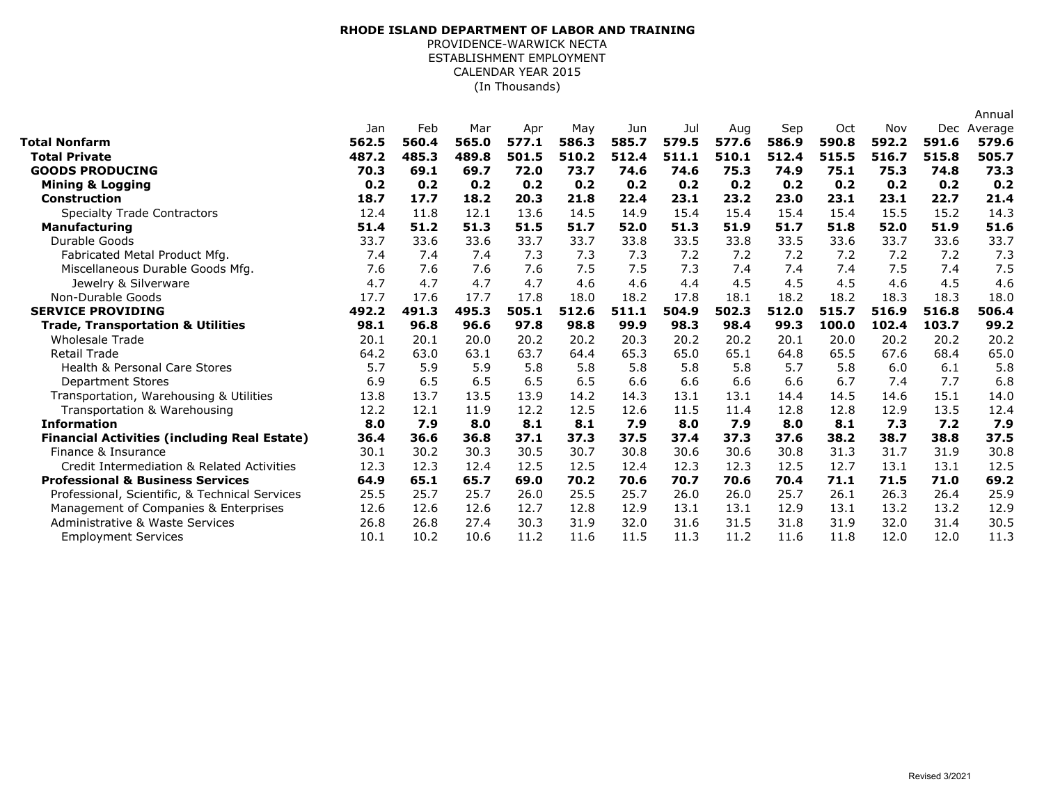**RHODE ISLAND DEPARTMENT OF LABOR AND TRAINING**
PROVIDENCE-WARWICK NECTA
ESTABLISHMENT EMPLOYMENT
CALENDAR YEAR 2015
(In Thousands)

| | Jan | Feb | Mar | Apr | May | Jun | Jul | Aug | Sep | Oct | Nov | Dec | Annual Average |
|---|---|---|---|---|---|---|---|---|---|---|---|---|---|
| **Total Nonfarm** | **562.5** | **560.4** | **565.0** | **577.1** | **586.3** | **585.7** | **579.5** | **577.6** | **586.9** | **590.8** | **592.2** | **591.6** | **579.6** |
| **Total Private** | **487.2** | **485.3** | **489.8** | **501.5** | **510.2** | **512.4** | **511.1** | **510.1** | **512.4** | **515.5** | **516.7** | **515.8** | **505.7** |
| **GOODS PRODUCING** | **70.3** | **69.1** | **69.7** | **72.0** | **73.7** | **74.6** | **74.6** | **75.3** | **74.9** | **75.1** | **75.3** | **74.8** | **73.3** |
| **Mining & Logging** | **0.2** | **0.2** | **0.2** | **0.2** | **0.2** | **0.2** | **0.2** | **0.2** | **0.2** | **0.2** | **0.2** | **0.2** | **0.2** |
| **Construction** | **18.7** | **17.7** | **18.2** | **20.3** | **21.8** | **22.4** | **23.1** | **23.2** | **23.0** | **23.1** | **23.1** | **22.7** | **21.4** |
| Specialty Trade Contractors | 12.4 | 11.8 | 12.1 | 13.6 | 14.5 | 14.9 | 15.4 | 15.4 | 15.4 | 15.4 | 15.5 | 15.2 | 14.3 |
| **Manufacturing** | **51.4** | **51.2** | **51.3** | **51.5** | **51.7** | **52.0** | **51.3** | **51.9** | **51.7** | **51.8** | **52.0** | **51.9** | **51.6** |
| Durable Goods | 33.7 | 33.6 | 33.6 | 33.7 | 33.7 | 33.8 | 33.5 | 33.8 | 33.5 | 33.6 | 33.7 | 33.6 | 33.7 |
| Fabricated Metal Product Mfg. | 7.4 | 7.4 | 7.4 | 7.3 | 7.3 | 7.3 | 7.2 | 7.2 | 7.2 | 7.2 | 7.2 | 7.2 | 7.3 |
| Miscellaneous Durable Goods Mfg. | 7.6 | 7.6 | 7.6 | 7.6 | 7.5 | 7.5 | 7.3 | 7.4 | 7.4 | 7.4 | 7.5 | 7.4 | 7.5 |
| Jewelry & Silverware | 4.7 | 4.7 | 4.7 | 4.7 | 4.6 | 4.6 | 4.4 | 4.5 | 4.5 | 4.5 | 4.6 | 4.5 | 4.6 |
| Non-Durable Goods | 17.7 | 17.6 | 17.7 | 17.8 | 18.0 | 18.2 | 17.8 | 18.1 | 18.2 | 18.2 | 18.3 | 18.3 | 18.0 |
| **SERVICE PROVIDING** | **492.2** | **491.3** | **495.3** | **505.1** | **512.6** | **511.1** | **504.9** | **502.3** | **512.0** | **515.7** | **516.9** | **516.8** | **506.4** |
| **Trade, Transportation & Utilities** | **98.1** | **96.8** | **96.6** | **97.8** | **98.8** | **99.9** | **98.3** | **98.4** | **99.3** | **100.0** | **102.4** | **103.7** | **99.2** |
| Wholesale Trade | 20.1 | 20.1 | 20.0 | 20.2 | 20.2 | 20.3 | 20.2 | 20.2 | 20.1 | 20.0 | 20.2 | 20.2 | 20.2 |
| Retail Trade | 64.2 | 63.0 | 63.1 | 63.7 | 64.4 | 65.3 | 65.0 | 65.1 | 64.8 | 65.5 | 67.6 | 68.4 | 65.0 |
| Health & Personal Care Stores | 5.7 | 5.9 | 5.9 | 5.8 | 5.8 | 5.8 | 5.8 | 5.8 | 5.7 | 5.8 | 6.0 | 6.1 | 5.8 |
| Department Stores | 6.9 | 6.5 | 6.5 | 6.5 | 6.5 | 6.6 | 6.6 | 6.6 | 6.6 | 6.7 | 7.4 | 7.7 | 6.8 |
| Transportation, Warehousing & Utilities | 13.8 | 13.7 | 13.5 | 13.9 | 14.2 | 14.3 | 13.1 | 13.1 | 14.4 | 14.5 | 14.6 | 15.1 | 14.0 |
| Transportation & Warehousing | 12.2 | 12.1 | 11.9 | 12.2 | 12.5 | 12.6 | 11.5 | 11.4 | 12.8 | 12.8 | 12.9 | 13.5 | 12.4 |
| **Information** | **8.0** | **7.9** | **8.0** | **8.1** | **8.1** | **7.9** | **8.0** | **7.9** | **8.0** | **8.1** | **7.3** | **7.2** | **7.9** |
| **Financial Activities (including Real Estate)** | **36.4** | **36.6** | **36.8** | **37.1** | **37.3** | **37.5** | **37.4** | **37.3** | **37.6** | **38.2** | **38.7** | **38.8** | **37.5** |
| Finance & Insurance | 30.1 | 30.2 | 30.3 | 30.5 | 30.7 | 30.8 | 30.6 | 30.6 | 30.8 | 31.3 | 31.7 | 31.9 | 30.8 |
| Credit Intermediation & Related Activities | 12.3 | 12.3 | 12.4 | 12.5 | 12.5 | 12.4 | 12.3 | 12.3 | 12.5 | 12.7 | 13.1 | 13.1 | 12.5 |
| **Professional & Business Services** | **64.9** | **65.1** | **65.7** | **69.0** | **70.2** | **70.6** | **70.7** | **70.6** | **70.4** | **71.1** | **71.5** | **71.0** | **69.2** |
| Professional, Scientific, & Technical Services | 25.5 | 25.7 | 25.7 | 26.0 | 25.5 | 25.7 | 26.0 | 26.0 | 25.7 | 26.1 | 26.3 | 26.4 | 25.9 |
| Management of Companies & Enterprises | 12.6 | 12.6 | 12.6 | 12.7 | 12.8 | 12.9 | 13.1 | 13.1 | 12.9 | 13.1 | 13.2 | 13.2 | 12.9 |
| Administrative & Waste Services | 26.8 | 26.8 | 27.4 | 30.3 | 31.9 | 32.0 | 31.6 | 31.5 | 31.8 | 31.9 | 32.0 | 31.4 | 30.5 |
| Employment Services | 10.1 | 10.2 | 10.6 | 11.2 | 11.6 | 11.5 | 11.3 | 11.2 | 11.6 | 11.8 | 12.0 | 12.0 | 11.3 |

Revised 3/2021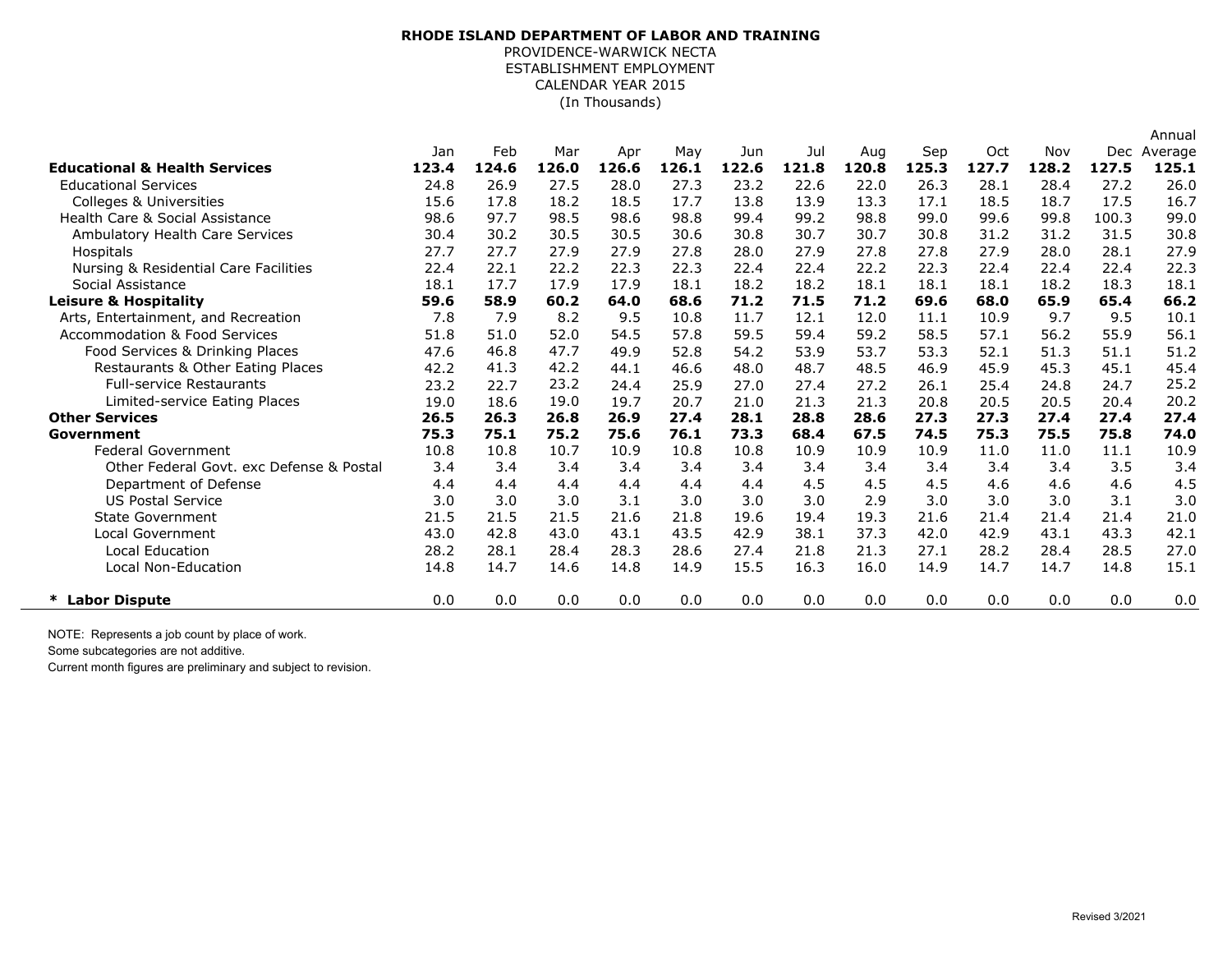**RHODE ISLAND DEPARTMENT OF LABOR AND TRAINING**
PROVIDENCE-WARWICK NECTA
ESTABLISHMENT EMPLOYMENT
CALENDAR YEAR 2015
(In Thousands)

| | Jan | Feb | Mar | Apr | May | Jun | Jul | Aug | Sep | Oct | Nov | Dec | Annual Average |
|---|---|---|---|---|---|---|---|---|---|---|---|---|---|
| **Educational & Health Services** | **123.4** | **124.6** | **126.0** | **126.6** | **126.1** | **122.6** | **121.8** | **120.8** | **125.3** | **127.7** | **128.2** | **127.5** | **125.1** |
| Educational Services | 24.8 | 26.9 | 27.5 | 28.0 | 27.3 | 23.2 | 22.6 | 22.0 | 26.3 | 28.1 | 28.4 | 27.2 | 26.0 |
| Colleges & Universities | 15.6 | 17.8 | 18.2 | 18.5 | 17.7 | 13.8 | 13.9 | 13.3 | 17.1 | 18.5 | 18.7 | 17.5 | 16.7 |
| Health Care & Social Assistance | 98.6 | 97.7 | 98.5 | 98.6 | 98.8 | 99.4 | 99.2 | 98.8 | 99.0 | 99.6 | 99.8 | 100.3 | 99.0 |
| Ambulatory Health Care Services | 30.4 | 30.2 | 30.5 | 30.5 | 30.6 | 30.8 | 30.7 | 30.7 | 30.8 | 31.2 | 31.2 | 31.5 | 30.8 |
| Hospitals | 27.7 | 27.7 | 27.9 | 27.9 | 27.8 | 28.0 | 27.9 | 27.8 | 27.8 | 27.9 | 28.0 | 28.1 | 27.9 |
| Nursing & Residential Care Facilities | 22.4 | 22.1 | 22.2 | 22.3 | 22.3 | 22.4 | 22.4 | 22.2 | 22.3 | 22.4 | 22.4 | 22.4 | 22.3 |
| Social Assistance | 18.1 | 17.7 | 17.9 | 17.9 | 18.1 | 18.2 | 18.2 | 18.1 | 18.1 | 18.1 | 18.2 | 18.3 | 18.1 |
| **Leisure & Hospitality** | **59.6** | **58.9** | **60.2** | **64.0** | **68.6** | **71.2** | **71.5** | **71.2** | **69.6** | **68.0** | **65.9** | **65.4** | **66.2** |
| Arts, Entertainment, and Recreation | 7.8 | 7.9 | 8.2 | 9.5 | 10.8 | 11.7 | 12.1 | 12.0 | 11.1 | 10.9 | 9.7 | 9.5 | 10.1 |
| Accommodation & Food Services | 51.8 | 51.0 | 52.0 | 54.5 | 57.8 | 59.5 | 59.4 | 59.2 | 58.5 | 57.1 | 56.2 | 55.9 | 56.1 |
| Food Services & Drinking Places | 47.6 | 46.8 | 47.7 | 49.9 | 52.8 | 54.2 | 53.9 | 53.7 | 53.3 | 52.1 | 51.3 | 51.1 | 51.2 |
| Restaurants & Other Eating Places | 42.2 | 41.3 | 42.2 | 44.1 | 46.6 | 48.0 | 48.7 | 48.5 | 46.9 | 45.9 | 45.3 | 45.1 | 45.4 |
| Full-service Restaurants | 23.2 | 22.7 | 23.2 | 24.4 | 25.9 | 27.0 | 27.4 | 27.2 | 26.1 | 25.4 | 24.8 | 24.7 | 25.2 |
| Limited-service Eating Places | 19.0 | 18.6 | 19.0 | 19.7 | 20.7 | 21.0 | 21.3 | 21.3 | 20.8 | 20.5 | 20.5 | 20.4 | 20.2 |
| **Other Services** | **26.5** | **26.3** | **26.8** | **26.9** | **27.4** | **28.1** | **28.8** | **28.6** | **27.3** | **27.3** | **27.4** | **27.4** | **27.4** |
| **Government** | **75.3** | **75.1** | **75.2** | **75.6** | **76.1** | **73.3** | **68.4** | **67.5** | **74.5** | **75.3** | **75.5** | **75.8** | **74.0** |
| Federal Government | 10.8 | 10.8 | 10.7 | 10.9 | 10.8 | 10.8 | 10.9 | 10.9 | 10.9 | 11.0 | 11.0 | 11.1 | 10.9 |
| Other Federal Govt. exc Defense & Postal | 3.4 | 3.4 | 3.4 | 3.4 | 3.4 | 3.4 | 3.4 | 3.4 | 3.4 | 3.4 | 3.4 | 3.5 | 3.4 |
| Department of Defense | 4.4 | 4.4 | 4.4 | 4.4 | 4.4 | 4.4 | 4.5 | 4.5 | 4.5 | 4.6 | 4.6 | 4.6 | 4.5 |
| US Postal Service | 3.0 | 3.0 | 3.0 | 3.1 | 3.0 | 3.0 | 3.0 | 2.9 | 3.0 | 3.0 | 3.0 | 3.1 | 3.0 |
| State Government | 21.5 | 21.5 | 21.5 | 21.6 | 21.8 | 19.6 | 19.4 | 19.3 | 21.6 | 21.4 | 21.4 | 21.4 | 21.0 |
| Local Government | 43.0 | 42.8 | 43.0 | 43.1 | 43.5 | 42.9 | 38.1 | 37.3 | 42.0 | 42.9 | 43.1 | 43.3 | 42.1 |
| Local Education | 28.2 | 28.1 | 28.4 | 28.3 | 28.6 | 27.4 | 21.8 | 21.3 | 27.1 | 28.2 | 28.4 | 28.5 | 27.0 |
| Local Non-Education | 14.8 | 14.7 | 14.6 | 14.8 | 14.9 | 15.5 | 16.3 | 16.0 | 14.9 | 14.7 | 14.7 | 14.8 | 15.1 |
| **\* Labor Dispute** | 0.0 | 0.0 | 0.0 | 0.0 | 0.0 | 0.0 | 0.0 | 0.0 | 0.0 | 0.0 | 0.0 | 0.0 | 0.0 |

NOTE: Represents a job count by place of work.

Some subcategories are not additive.

Current month figures are preliminary and subject to revision.

Revised 3/2021